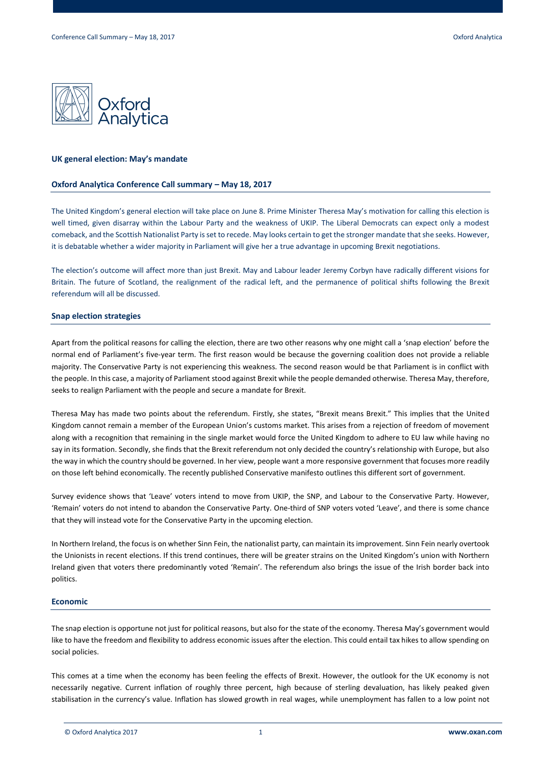## UK general election: May's mandate

### Oxford Analytica Conference Call summary – May 18, 2017

The United Kingdom's general election will take place on June 8. Prime Minister Theresa May's motivation for calling this election is well timed, given disarray within the Labour Party and the weakness of UKIP. The Liberal Democrats can expect only a modest comeback, and the Scottish Nationalist Party is set to recede. May looks certain to get the stronger mandate that she seeks. However, it is debatable whether a wider majority in Parliament will give her a true advantage in upcoming Brexit negotiations.

The election's outcome will affect more than just Brexit. May and Labour leader Jeremy Corbyn have radically different visions for Britain. The future of Scotland, the realignment of the radical left, and the permanence of political shifts following the Brexit referendum will all be discussed.

### Snap election strategies

Apart from the political reasons for calling the election, there are two other reasons why one might call a 'snap election' before the normal end of Parliament's five-year term. The first reason would be because the governing coalition does not provide a reliable majority. The Conservative Party is not experiencing this weakness. The second reason would be that Parliament is in conflict with the people. In this case, a majority of Parliament stood against Brexit while the people demanded otherwise. Theresa May, therefore, seeks to realign Parliament with the people and secure a mandate for Brexit.

Theresa May has made two points about the referendum. Firstly, she states, "Brexit means Brexit." This implies that the United Kingdom cannot remain a member of the European Union's customs market. This arises from a rejection of freedom of movement along with a recognition that remaining in the single market would force the United Kingdom to adhere to EU law while having no say in its formation. Secondly, she finds that the Brexit referendum not only decided the country's relationship with Europe, but also the way in which the country should be governed. In her view, people want a more responsive government that focuses more readily on those left behind economically. The recently published Conservative manifesto outlines this different sort of government.

Survey evidence shows that 'Leave' voters intend to move from UKIP, the SNP, and Labour to the Conservative Party. However, 'Remain' voters do not intend to abandon the Conservative Party. One-third of SNP voters voted 'Leave', and there is some chance that they will instead vote for the Conservative Party in the upcoming election.

In Northern Ireland, the focus is on whether Sinn Fein, the nationalist party, can maintain its improvement. Sinn Fein nearly overtook the Unionists in recent elections. If this trend continues, there will be greater strains on the United Kingdom's union with Northern Ireland given that voters there predominantly voted 'Remain'. The referendum also brings the issue of the Irish border back into politics.

### Economic

The snap election is opportune not just for political reasons, but also for the state of the economy. Theresa May's government would like to have the freedom and flexibility to address economic issues after the election. This could entail tax hikes to allow spending on social policies.

This comes at a time when the economy has been feeling the effects of Brexit. However, the outlook for the UK economy is not necessarily negative. Current inflation of roughly three percent, high because of sterling devaluation, has likely peaked given stabilisation in the currency's value. Inflation has slowed growth in real wages, while unemployment has fallen to a low point not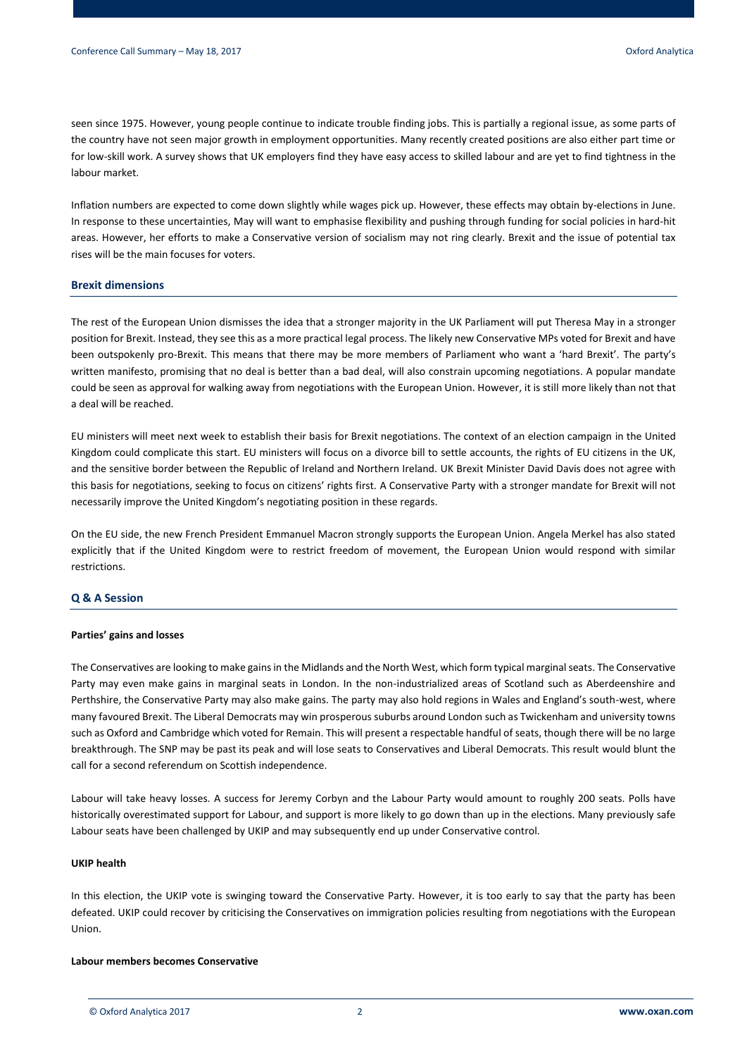seen since 1975. However, young people continue to indicate trouble finding jobs. This is partially a regional issue, as some parts of the country have not seen major growth in employment opportunities. Many recently created positions are also either part time or for low-skill work. A survey shows that UK employers find they have easy access to skilled labour and are yet to find tightness in the labour market.

Inflation numbers are expected to come down slightly while wages pick up. However, these effects may obtain by-elections in June. In response to these uncertainties, May will want to emphasise flexibility and pushing through funding for social policies in hard-hit areas. However, her efforts to make a Conservative version of socialism may not ring clearly. Brexit and the issue of potential tax rises will be the main focuses for voters.

## Brexit dimensions

The rest of the European Union dismisses the idea that a stronger majority in the UK Parliament will put Theresa May in a stronger position for Brexit. Instead, they see this as a more practical legal process. The likely new Conservative MPs voted for Brexit and have been outspokenly pro-Brexit. This means that there may be more members of Parliament who want a 'hard Brexit'. The party's written manifesto, promising that no deal is better than a bad deal, will also constrain upcoming negotiations. A popular mandate could be seen as approval for walking away from negotiations with the European Union. However, it is still more likely than not that a deal will be reached.

EU ministers will meet next week to establish their basis for Brexit negotiations. The context of an election campaign in the United Kingdom could complicate this start. EU ministers will focus on a divorce bill to settle accounts, the rights of EU citizens in the UK, and the sensitive border between the Republic of Ireland and Northern Ireland. UK Brexit Minister David Davis does not agree with this basis for negotiations, seeking to focus on citizens' rights first. A Conservative Party with a stronger mandate for Brexit will not necessarily improve the United Kingdom's negotiating position in these regards.

On the EU side, the new French President Emmanuel Macron strongly supports the European Union. Angela Merkel has also stated explicitly that if the United Kingdom were to restrict freedom of movement, the European Union would respond with similar restrictions.

## Q & A Session

#### Parties' gains and losses

The Conservatives are looking to make gains in the Midlands and the North West, which form typical marginal seats. The Conservative Party may even make gains in marginal seats in London. In the non-industrialized areas of Scotland such as Aberdeenshire and Perthshire, the Conservative Party may also make gains. The party may also hold regions in Wales and England's south-west, where many favoured Brexit. The Liberal Democrats may win prosperous suburbs around London such as Twickenham and university towns such as Oxford and Cambridge which voted for Remain. This will present a respectable handful of seats, though there will be no large breakthrough. The SNP may be past its peak and will lose seats to Conservatives and Liberal Democrats. This result would blunt the call for a second referendum on Scottish independence.

Labour will take heavy losses. A success for Jeremy Corbyn and the Labour Party would amount to roughly 200 seats. Polls have historically overestimated support for Labour, and support is more likely to go down than up in the elections. Many previously safe Labour seats have been challenged by UKIP and may subsequently end up under Conservative control.

#### UKIP health

In this election, the UKIP vote is swinging toward the Conservative Party. However, it is too early to say that the party has been defeated. UKIP could recover by criticising the Conservatives on immigration policies resulting from negotiations with the European Union.

#### Labour members becomes Conservative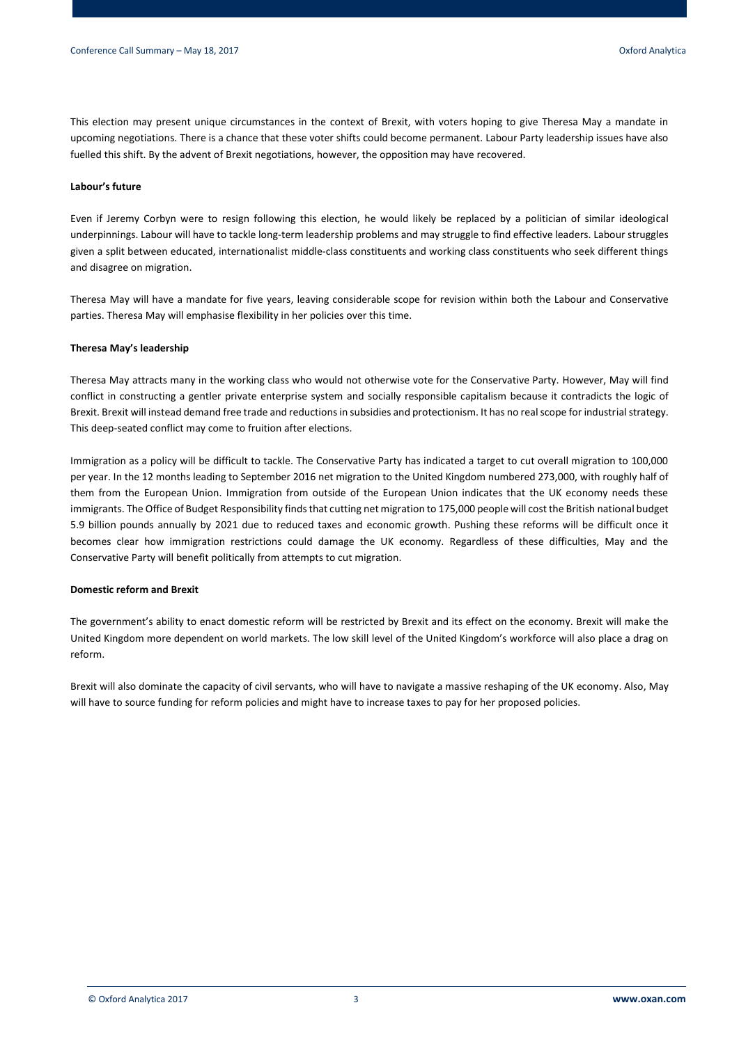This election may present unique circumstances in the context of Brexit, with voters hoping to give Theresa May a mandate in upcoming negotiations. There is a chance that these voter shifts could become permanent. Labour Party leadership issues have also fuelled this shift. By the advent of Brexit negotiations, however, the opposition may have recovered.

**Labour's future**

Even if Jeremy Corbyn were to resign following this election, he would likely be replaced by a politician of similar ideological underpinnings. Labour will have to tackle long-term leadership problems and may struggle to find effective leaders. Labour struggles given a split between educated, internationalist middle-class constituents and working class constituents who seek different things and disagree on migration.

Theresa May will have a mandate for five years, leaving considerable scope for revision within both the Labour and Conservative parties. Theresa May will emphasise flexibility in her policies over this time.

**Theresa May's leadership**

Theresa May attracts many in the working class who would not otherwise vote for the Conservative Party. However, May will find conflict in constructing a gentler private enterprise system and socially responsible capitalism because it contradicts the logic of Brexit. Brexit will instead demand free trade and reductions in subsidies and protectionism. It has no real scope for industrial strategy. This deep-seated conflict may come to fruition after elections.

Immigration as a policy will be difficult to tackle. The Conservative Party has indicated a target to cut overall migration to 100,000 per year. In the 12 months leading to September 2016 net migration to the United Kingdom numbered 273,000, with roughly half of them from the European Union. Immigration from outside of the European Union indicates that the UK economy needs these immigrants. The Office of Budget Responsibility finds that cutting net migration to 175,000 people will cost the British national budget 5.9 billion pounds annually by 2021 due to reduced taxes and economic growth. Pushing these reforms will be difficult once it becomes clear how immigration restrictions could damage the UK economy. Regardless of these difficulties, May and the Conservative Party will benefit politically from attempts to cut migration.

**Domestic reform and Brexit**

The government's ability to enact domestic reform will be restricted by Brexit and its effect on the economy. Brexit will make the United Kingdom more dependent on world markets. The low skill level of the United Kingdom's workforce will also place a drag on reform.

Brexit will also dominate the capacity of civil servants, who will have to navigate a massive reshaping of the UK economy. Also, May will have to source funding for reform policies and might have to increase taxes to pay for her proposed policies.